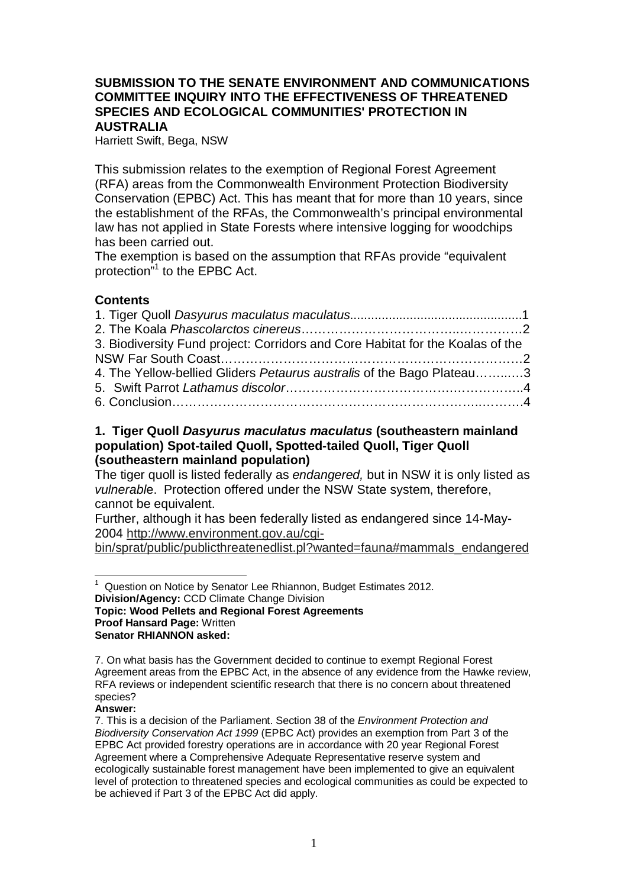# SUBMISSION TO THE SENATE ENVIRONMENT AND COMMUNICATIONS COMMITTEE INQUIRY INTO THE EFFECTIVENESS OF THREATENED SPECIES AND ECOLOGICAL COMMUNITIES' PROTECTION IN AUSTRALIA

Harriett Swift, Bega, NSW

This submission relates to the exemption of Regional Forest Agreement (RFA) areas from the Commonwealth Environment Protection Biodiversity Conservation (EPBC) Act. This has meant that for more than 10 years, since the establishment of the RFAs, the Commonwealth's principal environmental law has not applied in State Forests where intensive logging for woodchips has been carried out.

The exemption is based on the assumption that RFAs provide "equivalent protection"[1] to the EPBC Act.

## Contents

1. Tiger Quoll *Dasyurus maculatus maculatus*.................................................1
2. The Koala *Phascolarctos cinereus*……………………………….…………2
3. Biodiversity Fund project: Corridors and Core Habitat for the Koalas of the NSW Far South Coast………………………………………………………………2
4. The Yellow-bellied Gliders *Petaurus australis* of the Bago Plateau……..…3
5. Swift Parrot *Lathamus discolor*…………………………………….…………..4
6. Conclusion……………………………………………………………..……….4

## 1. Tiger Quoll *Dasyurus maculatus maculatus* (southeastern mainland population) Spot-tailed Quoll, Spotted-tailed Quoll, Tiger Quoll (southeastern mainland population)

The tiger quoll is listed federally as *endangered,* but in NSW it is only listed as *vulnerabl*e. Protection offered under the NSW State system, therefore, cannot be equivalent.

Further, although it has been federally listed as endangered since 14-May-2004 http://www.environment.gov.au/cgi-bin/sprat/public/publicthreatenedlist.pl?wanted=fauna#mammals_endangered

---

[1] Question on Notice by Senator Lee Rhiannon, Budget Estimates 2012.
**Division/Agency:** CCD Climate Change Division
**Topic: Wood Pellets and Regional Forest Agreements**
**Proof Hansard Page:** Written
**Senator RHIANNON asked:**

7. On what basis has the Government decided to continue to exempt Regional Forest Agreement areas from the EPBC Act, in the absence of any evidence from the Hawke review, RFA reviews or independent scientific research that there is no concern about threatened species?

**Answer:**

7. This is a decision of the Parliament. Section 38 of the *Environment Protection and Biodiversity Conservation Act 1999* (EPBC Act) provides an exemption from Part 3 of the EPBC Act provided forestry operations are in accordance with 20 year Regional Forest Agreement where a Comprehensive Adequate Representative reserve system and ecologically sustainable forest management have been implemented to give an equivalent level of protection to threatened species and ecological communities as could be expected to be achieved if Part 3 of the EPBC Act did apply.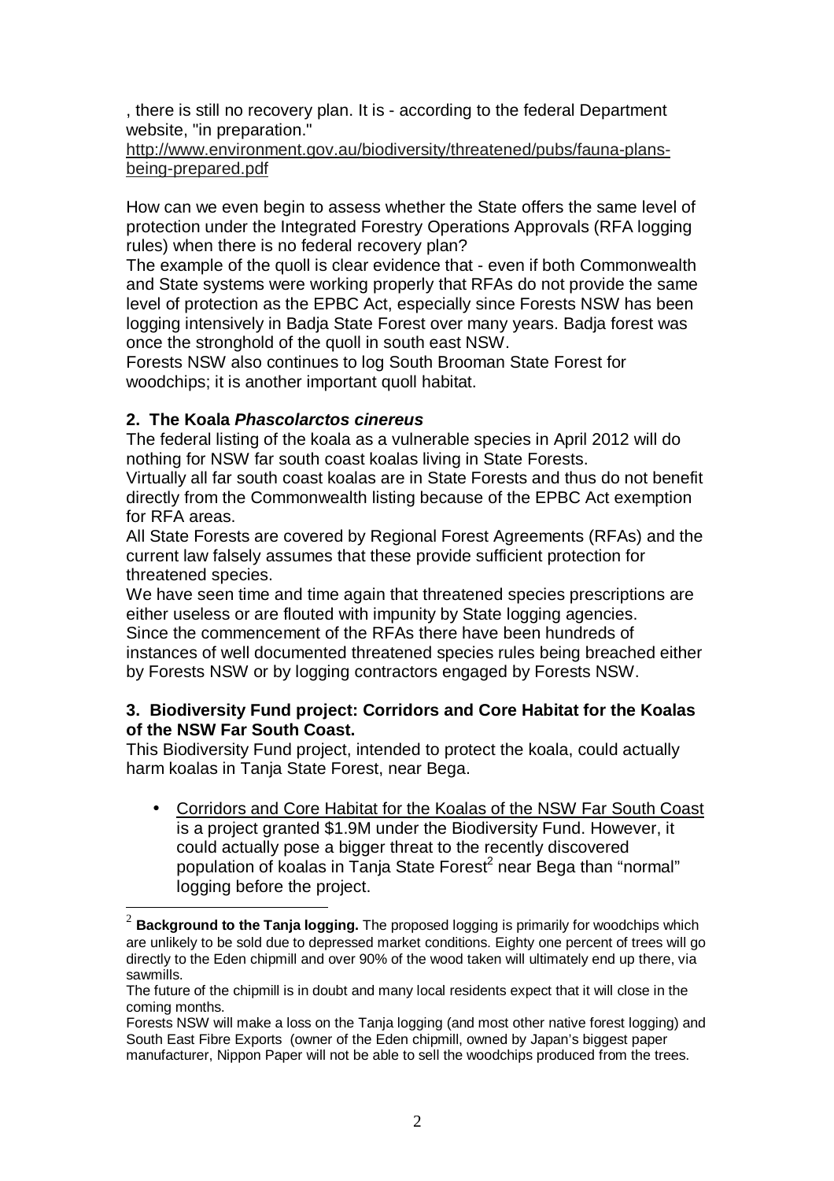, there is still no recovery plan. It is - according to the federal Department website, "in preparation."
http://www.environment.gov.au/biodiversity/threatened/pubs/fauna-plans-being-prepared.pdf

How can we even begin to assess whether the State offers the same level of protection under the Integrated Forestry Operations Approvals (RFA logging rules) when there is no federal recovery plan?
The example of the quoll is clear evidence that - even if both Commonwealth and State systems were working properly that RFAs do not provide the same level of protection as the EPBC Act, especially since Forests NSW has been logging intensively in Badja State Forest over many years. Badja forest was once the stronghold of the quoll in south east NSW.
Forests NSW also continues to log South Brooman State Forest for woodchips; it is another important quoll habitat.

**2. The Koala *Phascolarctos cinereus***

The federal listing of the koala as a vulnerable species in April 2012 will do nothing for NSW far south coast koalas living in State Forests.
Virtually all far south coast koalas are in State Forests and thus do not benefit directly from the Commonwealth listing because of the EPBC Act exemption for RFA areas.
All State Forests are covered by Regional Forest Agreements (RFAs) and the current law falsely assumes that these provide sufficient protection for threatened species.
We have seen time and time again that threatened species prescriptions are either useless or are flouted with impunity by State logging agencies.
Since the commencement of the RFAs there have been hundreds of instances of well documented threatened species rules being breached either by Forests NSW or by logging contractors engaged by Forests NSW.

**3. Biodiversity Fund project: Corridors and Core Habitat for the Koalas of the NSW Far South Coast.**

This Biodiversity Fund project, intended to protect the koala, could actually harm koalas in Tanja State Forest, near Bega.

- Corridors and Core Habitat for the Koalas of the NSW Far South Coast is a project granted $1.9M under the Biodiversity Fund. However, it could actually pose a bigger threat to the recently discovered population of koalas in Tanja State Forest[2] near Bega than "normal" logging before the project.

[2] **Background to the Tanja logging.** The proposed logging is primarily for woodchips which are unlikely to be sold due to depressed market conditions. Eighty one percent of trees will go directly to the Eden chipmill and over 90% of the wood taken will ultimately end up there, via sawmills.
The future of the chipmill is in doubt and many local residents expect that it will close in the coming months.
Forests NSW will make a loss on the Tanja logging (and most other native forest logging) and South East Fibre Exports (owner of the Eden chipmill, owned by Japan's biggest paper manufacturer, Nippon Paper will not be able to sell the woodchips produced from the trees.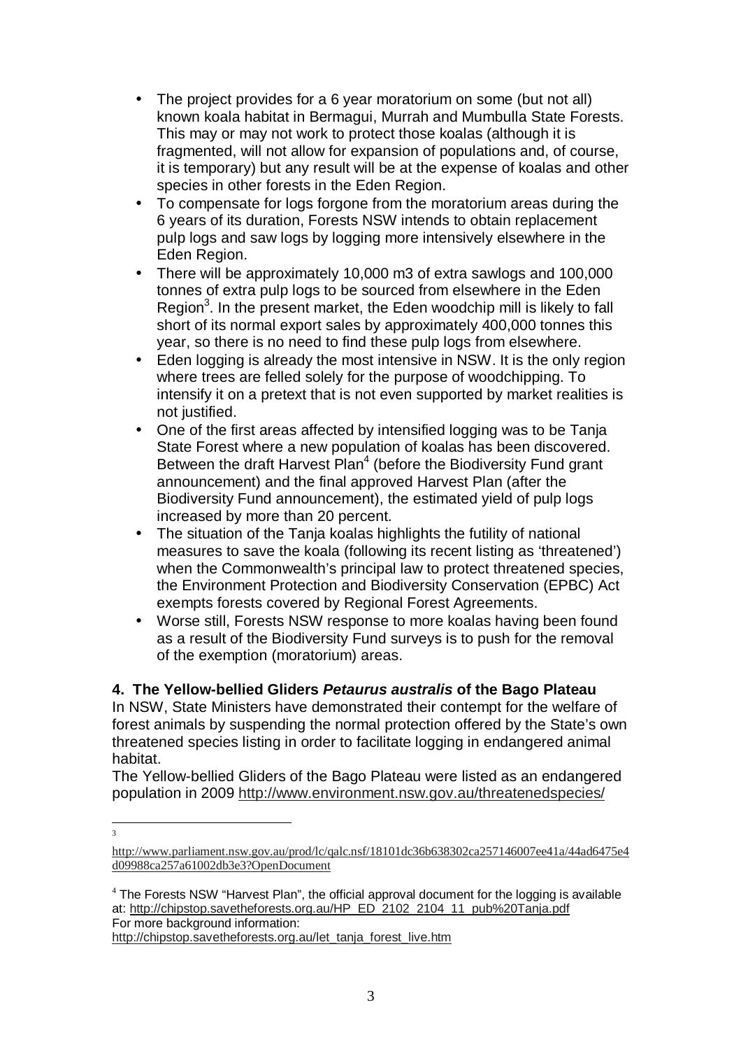- The project provides for a 6 year moratorium on some (but not all) known koala habitat in Bermagui, Murrah and Mumbulla State Forests. This may or may not work to protect those koalas (although it is fragmented, will not allow for expansion of populations and, of course, it is temporary) but any result will be at the expense of koalas and other species in other forests in the Eden Region.
- To compensate for logs forgone from the moratorium areas during the 6 years of its duration, Forests NSW intends to obtain replacement pulp logs and saw logs by logging more intensively elsewhere in the Eden Region.
- There will be approximately 10,000 m3 of extra sawlogs and 100,000 tonnes of extra pulp logs to be sourced from elsewhere in the Eden Region[3]. In the present market, the Eden woodchip mill is likely to fall short of its normal export sales by approximately 400,000 tonnes this year, so there is no need to find these pulp logs from elsewhere.
- Eden logging is already the most intensive in NSW. It is the only region where trees are felled solely for the purpose of woodchipping. To intensify it on a pretext that is not even supported by market realities is not justified.
- One of the first areas affected by intensified logging was to be Tanja State Forest where a new population of koalas has been discovered. Between the draft Harvest Plan[4] (before the Biodiversity Fund grant announcement) and the final approved Harvest Plan (after the Biodiversity Fund announcement), the estimated yield of pulp logs increased by more than 20 percent.
- The situation of the Tanja koalas highlights the futility of national measures to save the koala (following its recent listing as 'threatened') when the Commonwealth's principal law to protect threatened species, the Environment Protection and Biodiversity Conservation (EPBC) Act exempts forests covered by Regional Forest Agreements.
- Worse still, Forests NSW response to more koalas having been found as a result of the Biodiversity Fund surveys is to push for the removal of the exemption (moratorium) areas.

**4. The Yellow-bellied Gliders *Petaurus australis* of the Bago Plateau**

In NSW, State Ministers have demonstrated their contempt for the welfare of forest animals by suspending the normal protection offered by the State's own threatened species listing in order to facilitate logging in endangered animal habitat.

The Yellow-bellied Gliders of the Bago Plateau were listed as an endangered population in 2009 http://www.environment.nsw.gov.au/threatenedspecies/

---

[3] http://www.parliament.nsw.gov.au/prod/lc/qalc.nsf/18101dc36b638302ca257146007ee41a/44ad6475e4d09988ca257a61002db3e3?OpenDocument

[4] The Forests NSW "Harvest Plan", the official approval document for the logging is available at: http://chipstop.savetheforests.org.au/HP_ED_2102_2104_11_pub%20Tanja.pdf
For more background information:
http://chipstop.savetheforests.org.au/let_tanja_forest_live.htm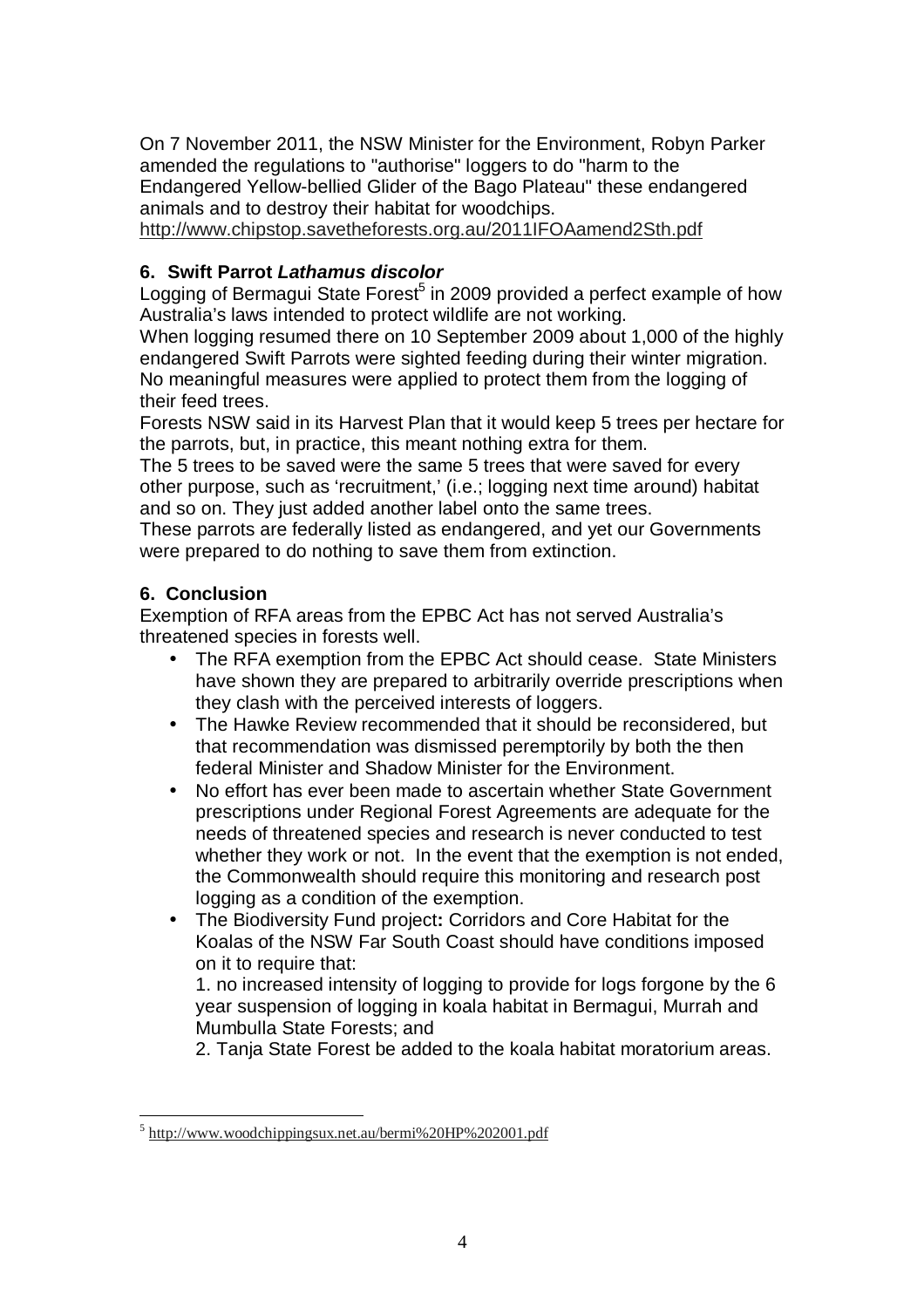On 7 November 2011, the NSW Minister for the Environment, Robyn Parker amended the regulations to "authorise" loggers to do "harm to the Endangered Yellow-bellied Glider of the Bago Plateau" these endangered animals and to destroy their habitat for woodchips.
http://www.chipstop.savetheforests.org.au/2011IFOAamend2Sth.pdf

## 6. Swift Parrot *Lathamus discolor*

Logging of Bermagui State Forest[5] in 2009 provided a perfect example of how Australia's laws intended to protect wildlife are not working.
When logging resumed there on 10 September 2009 about 1,000 of the highly endangered Swift Parrots were sighted feeding during their winter migration. No meaningful measures were applied to protect them from the logging of their feed trees.
Forests NSW said in its Harvest Plan that it would keep 5 trees per hectare for the parrots, but, in practice, this meant nothing extra for them.
The 5 trees to be saved were the same 5 trees that were saved for every other purpose, such as 'recruitment,' (i.e.; logging next time around) habitat and so on. They just added another label onto the same trees.
These parrots are federally listed as endangered, and yet our Governments were prepared to do nothing to save them from extinction.

## 6. Conclusion

Exemption of RFA areas from the EPBC Act has not served Australia's threatened species in forests well.

- The RFA exemption from the EPBC Act should cease. State Ministers have shown they are prepared to arbitrarily override prescriptions when they clash with the perceived interests of loggers.
- The Hawke Review recommended that it should be reconsidered, but that recommendation was dismissed peremptorily by both the then federal Minister and Shadow Minister for the Environment.
- No effort has ever been made to ascertain whether State Government prescriptions under Regional Forest Agreements are adequate for the needs of threatened species and research is never conducted to test whether they work or not. In the event that the exemption is not ended, the Commonwealth should require this monitoring and research post logging as a condition of the exemption.
- The Biodiversity Fund project**:** Corridors and Core Habitat for the Koalas of the NSW Far South Coast should have conditions imposed on it to require that:

  1. no increased intensity of logging to provide for logs forgone by the 6 year suspension of logging in koala habitat in Bermagui, Murrah and Mumbulla State Forests; and

  2. Tanja State Forest be added to the koala habitat moratorium areas.

[5] http://www.woodchippingsux.net.au/bermi%20HP%202001.pdf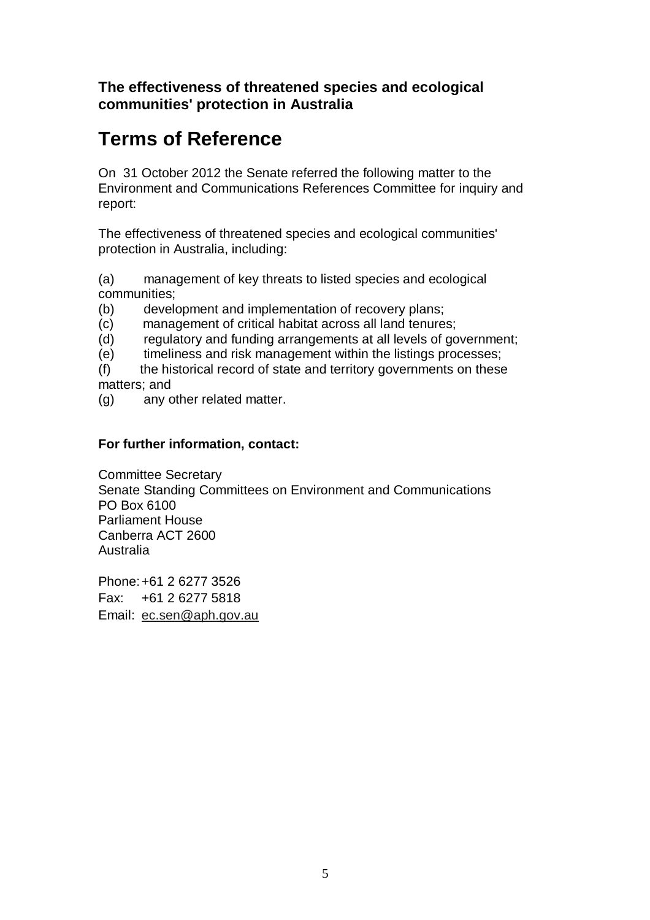**The effectiveness of threatened species and ecological communities' protection in Australia**

# Terms of Reference

On 31 October 2012 the Senate referred the following matter to the Environment and Communications References Committee for inquiry and report:

The effectiveness of threatened species and ecological communities' protection in Australia, including:

(a) management of key threats to listed species and ecological communities;
(b) development and implementation of recovery plans;
(c) management of critical habitat across all land tenures;
(d) regulatory and funding arrangements at all levels of government;
(e) timeliness and risk management within the listings processes;
(f) the historical record of state and territory governments on these matters; and
(g) any other related matter.

**For further information, contact:**

Committee Secretary
Senate Standing Committees on Environment and Communications
PO Box 6100
Parliament House
Canberra ACT 2600
Australia

Phone: +61 2 6277 3526
Fax: +61 2 6277 5818
Email: ec.sen@aph.gov.au